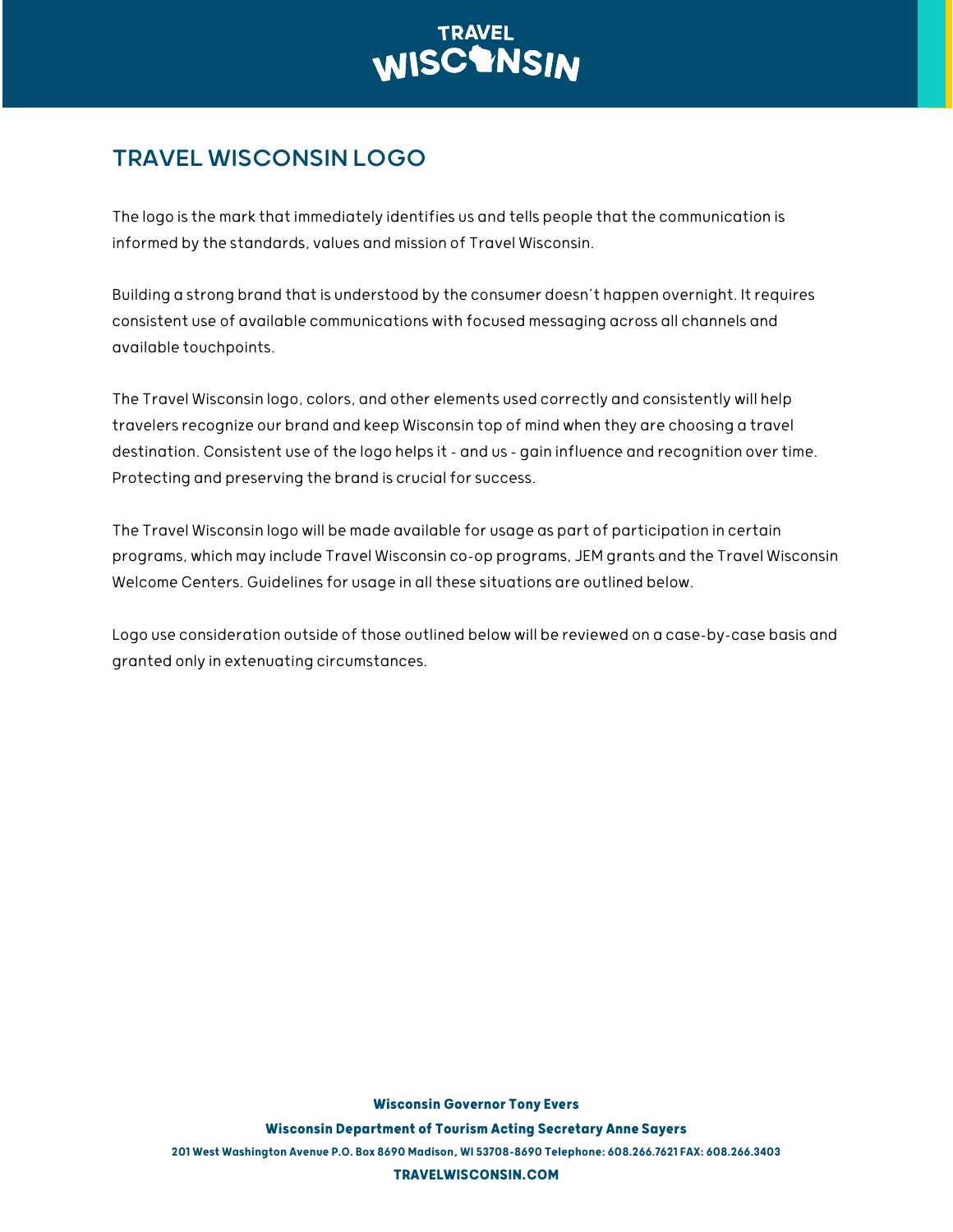# TRAVEL WISCONSIN LOGO

The logo is the mark that immediately identifies us and tells people that the communication is informed by the standards, values and mission of Travel Wisconsin.

Building a strong brand that is understood by the consumer doesn't happen overnight. It requires consistent use of available communications with focused messaging across all channels and available touchpoints.

The Travel Wisconsin logo, colors, and other elements used correctly and consistently will help travelers recognize our brand and keep Wisconsin top of mind when they are choosing a travel destination. Consistent use of the logo helps it - and us - gain influence and recognition over time. Protecting and preserving the brand is crucial for success.

The Travel Wisconsin logo will be made available for usage as part of participation in certain programs, which may include Travel Wisconsin co-op programs, JEM grants and the Travel Wisconsin Welcome Centers. Guidelines for usage in all these situations are outlined below.

Logo use consideration outside of those outlined below will be reviewed on a case-by-case basis and granted only in extenuating circumstances.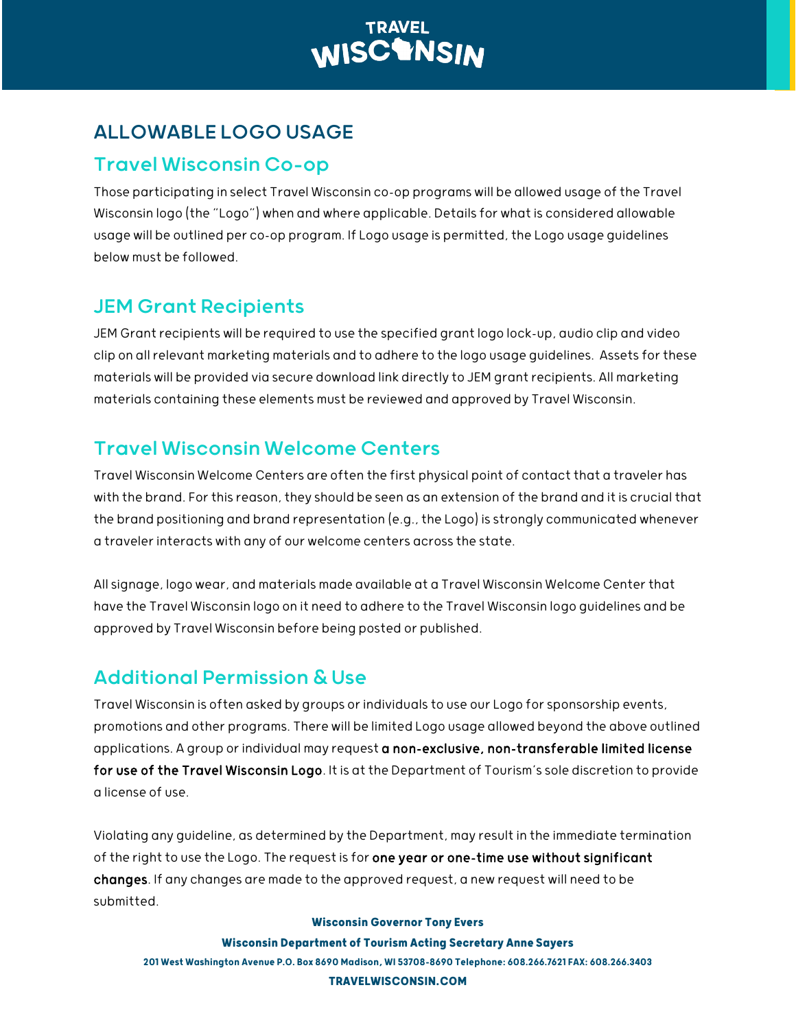# ALLOWABLE LOGO USAGE

## Travel Wisconsin Co-op

Those participating in select Travel Wisconsin co-op programs will be allowed usage of the Travel Wisconsin logo (the "Logo") when and where applicable. Details for what is considered allowable usage will be outlined per co-op program. If Logo usage is permitted, the Logo usage guidelines below must be followed.

## JEM Grant Recipients

JEM Grant recipients will be required to use the specified grant logo lock-up, audio clip and video clip on all relevant marketing materials and to adhere to the logo usage guidelines. Assets for these materials will be provided via secure download link directly to JEM grant recipients. All marketing materials containing these elements must be reviewed and approved by Travel Wisconsin.

## Travel Wisconsin Welcome Centers

Travel Wisconsin Welcome Centers are often the first physical point of contact that a traveler has with the brand. For this reason, they should be seen as an extension of the brand and it is crucial that the brand positioning and brand representation (e.g., the Logo) is strongly communicated whenever a traveler interacts with any of our welcome centers across the state.

All signage, logo wear, and materials made available at a Travel Wisconsin Welcome Center that have the Travel Wisconsin logo on it need to adhere to the Travel Wisconsin logo guidelines and be approved by Travel Wisconsin before being posted or published.

## Additional Permission & Use

Travel Wisconsin is often asked by groups or individuals to use our Logo for sponsorship events, promotions and other programs. There will be limited Logo usage allowed beyond the above outlined applications. A group or individual may request **a non-exclusive, non-transferable limited license for use of the Travel Wisconsin Logo**. It is at the Department of Tourism's sole discretion to provide a license of use.

Violating any guideline, as determined by the Department, may result in the immediate termination of the right to use the Logo. The request is for **one year or one-time use without significant changes**. If any changes are made to the approved request, a new request will need to be submitted.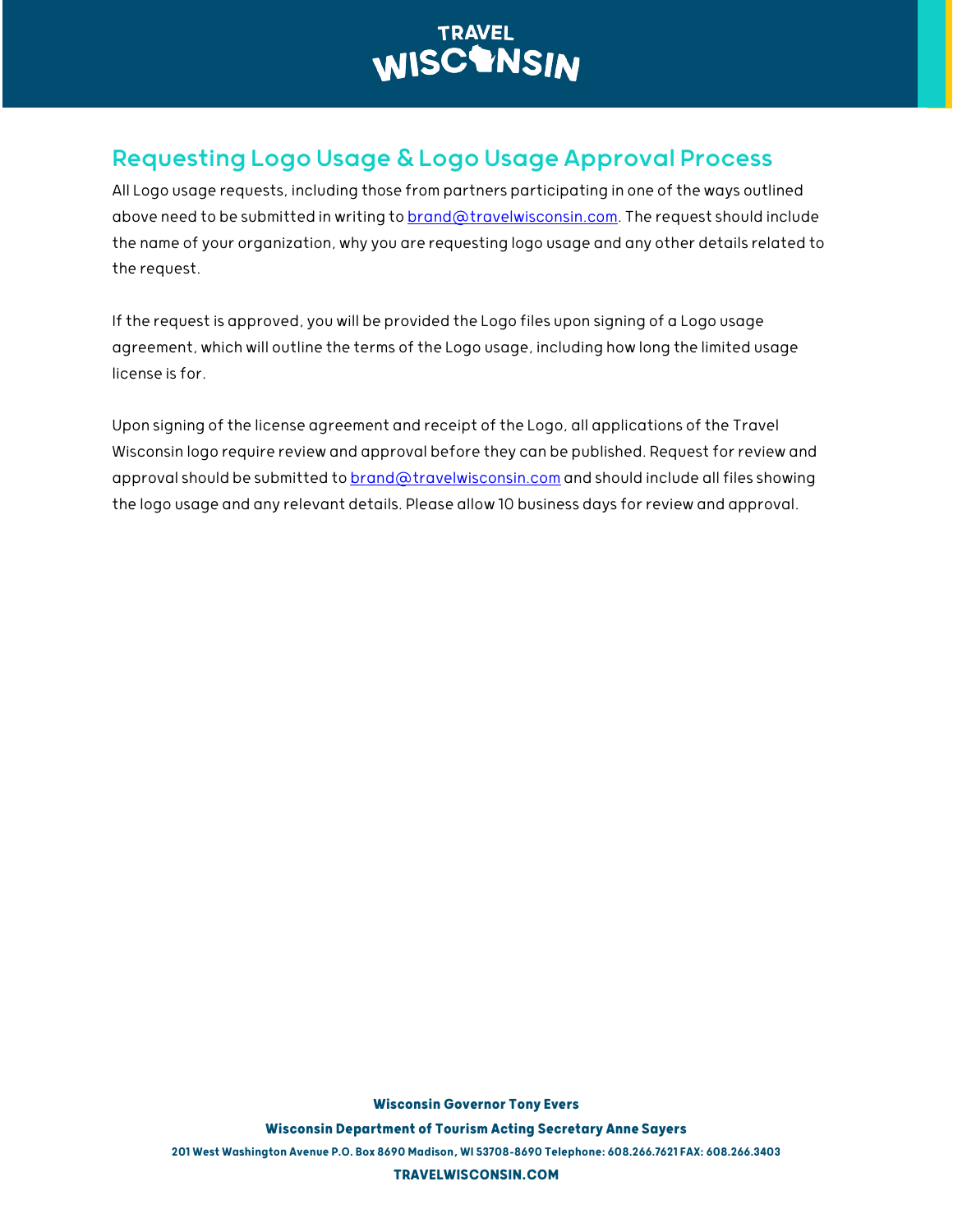## Requesting Logo Usage & Logo Usage Approval Process

All Logo usage requests, including those from partners participating in one of the ways outlined above need to be submitted in writing to brand@travelwisconsin.com. The request should include the name of your organization, why you are requesting logo usage and any other details related to the request.

If the request is approved, you will be provided the Logo files upon signing of a Logo usage agreement, which will outline the terms of the Logo usage, including how long the limited usage license is for.

Upon signing of the license agreement and receipt of the Logo, all applications of the Travel Wisconsin logo require review and approval before they can be published. Request for review and approval should be submitted to brand@travelwisconsin.com and should include all files showing the logo usage and any relevant details. Please allow 10 business days for review and approval.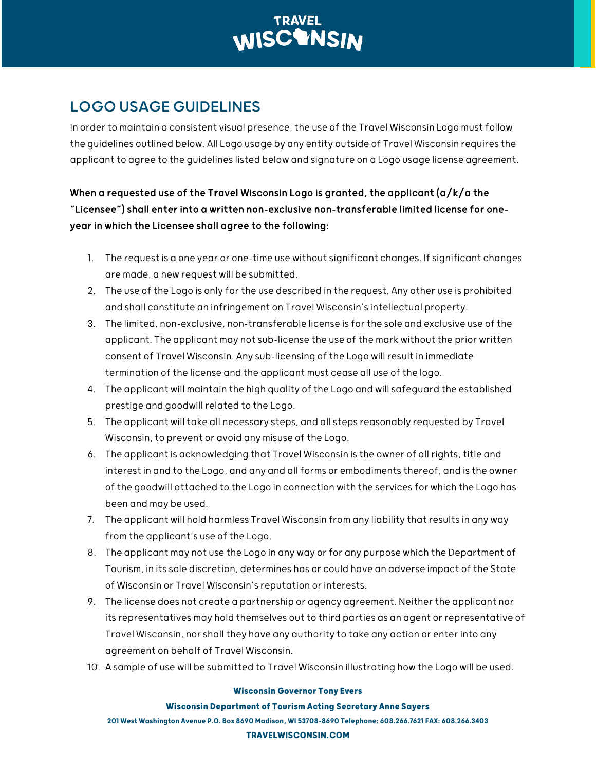## LOGO USAGE GUIDELINES

In order to maintain a consistent visual presence, the use of the Travel Wisconsin Logo must follow the guidelines outlined below. All Logo usage by any entity outside of Travel Wisconsin requires the applicant to agree to the guidelines listed below and signature on a Logo usage license agreement.

**When a requested use of the Travel Wisconsin Logo is granted, the applicant (a/k/a the "Licensee") shall enter into a written non-exclusive non-transferable limited license for one-year in which the Licensee shall agree to the following:**

1. The request is a one year or one-time use without significant changes. If significant changes are made, a new request will be submitted.
2. The use of the Logo is only for the use described in the request. Any other use is prohibited and shall constitute an infringement on Travel Wisconsin's intellectual property.
3. The limited, non-exclusive, non-transferable license is for the sole and exclusive use of the applicant. The applicant may not sub-license the use of the mark without the prior written consent of Travel Wisconsin. Any sub-licensing of the Logo will result in immediate termination of the license and the applicant must cease all use of the logo.
4. The applicant will maintain the high quality of the Logo and will safeguard the established prestige and goodwill related to the Logo.
5. The applicant will take all necessary steps, and all steps reasonably requested by Travel Wisconsin, to prevent or avoid any misuse of the Logo.
6. The applicant is acknowledging that Travel Wisconsin is the owner of all rights, title and interest in and to the Logo, and any and all forms or embodiments thereof, and is the owner of the goodwill attached to the Logo in connection with the services for which the Logo has been and may be used.
7. The applicant will hold harmless Travel Wisconsin from any liability that results in any way from the applicant's use of the Logo.
8. The applicant may not use the Logo in any way or for any purpose which the Department of Tourism, in its sole discretion, determines has or could have an adverse impact of the State of Wisconsin or Travel Wisconsin's reputation or interests.
9. The license does not create a partnership or agency agreement. Neither the applicant nor its representatives may hold themselves out to third parties as an agent or representative of Travel Wisconsin, nor shall they have any authority to take any action or enter into any agreement on behalf of Travel Wisconsin.
10. A sample of use will be submitted to Travel Wisconsin illustrating how the Logo will be used.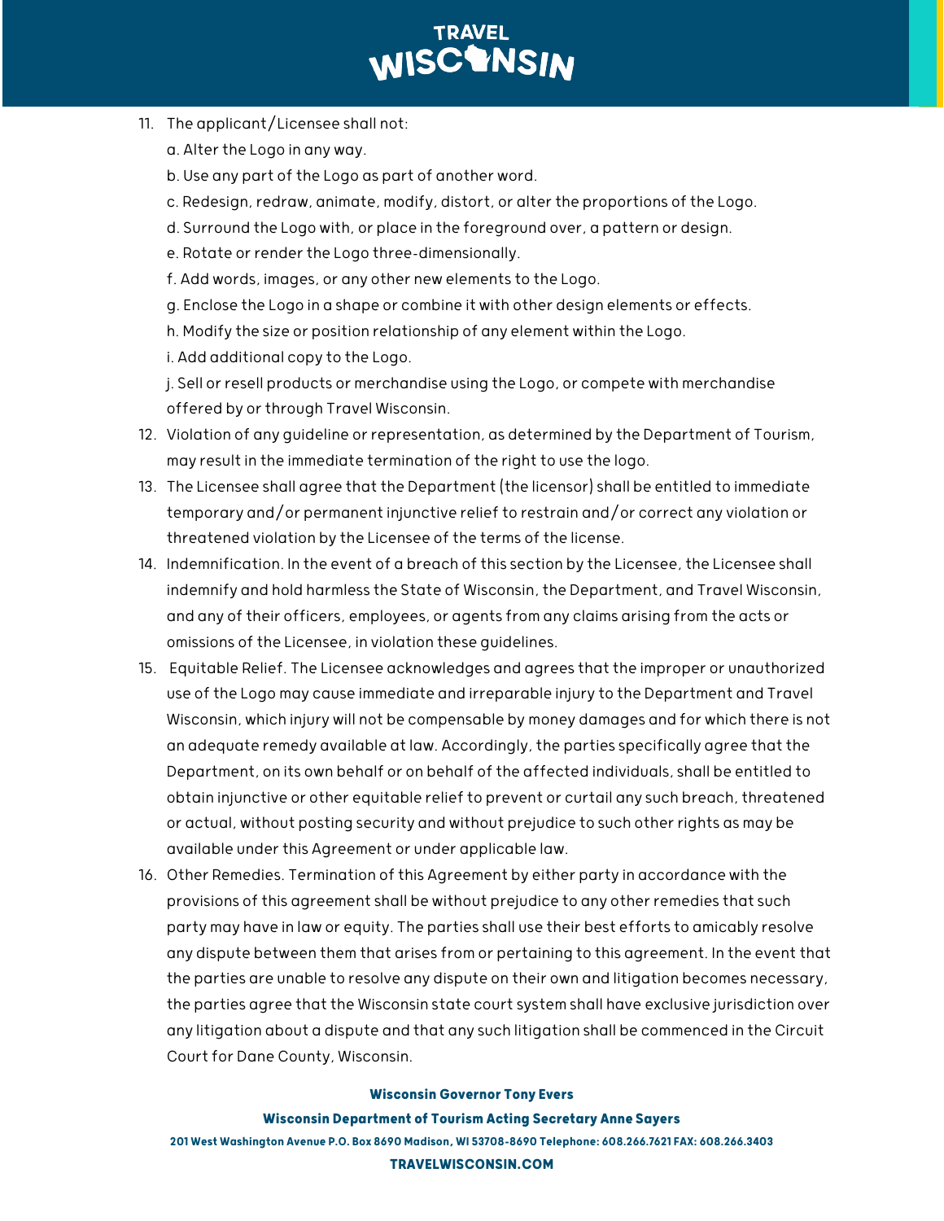11. The applicant/Licensee shall not:

    a. Alter the Logo in any way.

    b. Use any part of the Logo as part of another word.

    c. Redesign, redraw, animate, modify, distort, or alter the proportions of the Logo.

    d. Surround the Logo with, or place in the foreground over, a pattern or design.

    e. Rotate or render the Logo three-dimensionally.

    f. Add words, images, or any other new elements to the Logo.

    g. Enclose the Logo in a shape or combine it with other design elements or effects.

    h. Modify the size or position relationship of any element within the Logo.

    i. Add additional copy to the Logo.

    j. Sell or resell products or merchandise using the Logo, or compete with merchandise offered by or through Travel Wisconsin.

12. Violation of any guideline or representation, as determined by the Department of Tourism, may result in the immediate termination of the right to use the logo.
13. The Licensee shall agree that the Department (the licensor) shall be entitled to immediate temporary and/or permanent injunctive relief to restrain and/or correct any violation or threatened violation by the Licensee of the terms of the license.
14. Indemnification. In the event of a breach of this section by the Licensee, the Licensee shall indemnify and hold harmless the State of Wisconsin, the Department, and Travel Wisconsin, and any of their officers, employees, or agents from any claims arising from the acts or omissions of the Licensee, in violation these guidelines.
15. Equitable Relief. The Licensee acknowledges and agrees that the improper or unauthorized use of the Logo may cause immediate and irreparable injury to the Department and Travel Wisconsin, which injury will not be compensable by money damages and for which there is not an adequate remedy available at law. Accordingly, the parties specifically agree that the Department, on its own behalf or on behalf of the affected individuals, shall be entitled to obtain injunctive or other equitable relief to prevent or curtail any such breach, threatened or actual, without posting security and without prejudice to such other rights as may be available under this Agreement or under applicable law.
16. Other Remedies. Termination of this Agreement by either party in accordance with the provisions of this agreement shall be without prejudice to any other remedies that such party may have in law or equity. The parties shall use their best efforts to amicably resolve any dispute between them that arises from or pertaining to this agreement. In the event that the parties are unable to resolve any dispute on their own and litigation becomes necessary, the parties agree that the Wisconsin state court system shall have exclusive jurisdiction over any litigation about a dispute and that any such litigation shall be commenced in the Circuit Court for Dane County, Wisconsin.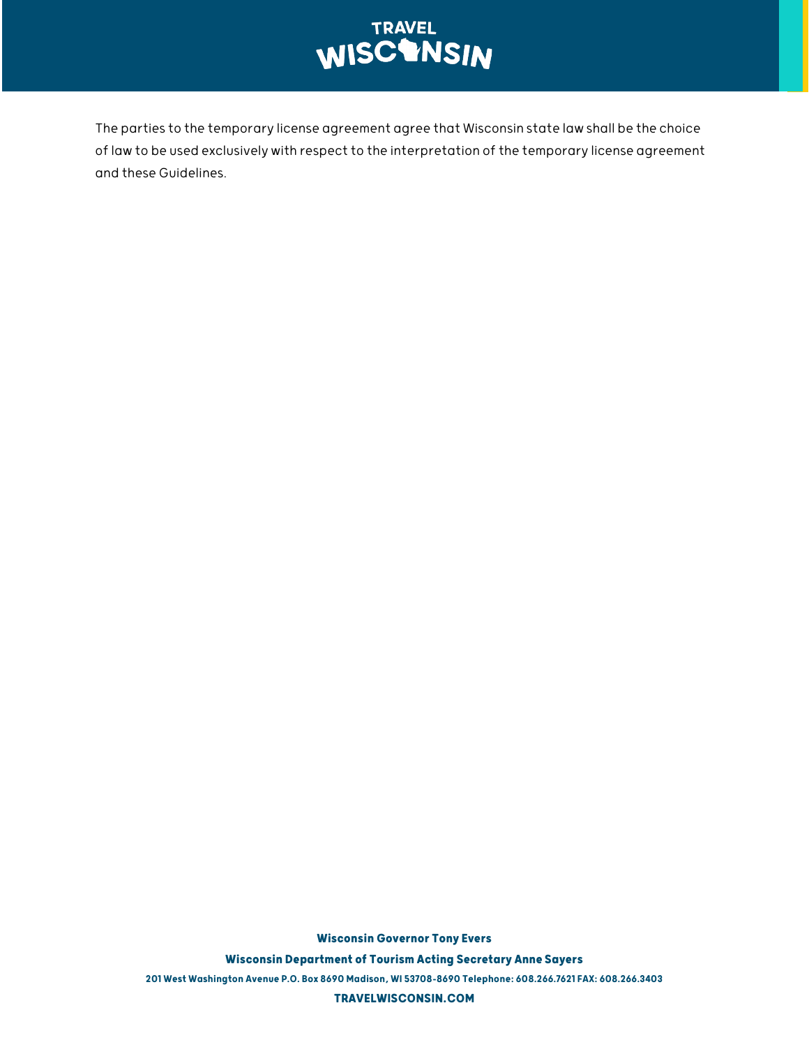The parties to the temporary license agreement agree that Wisconsin state law shall be the choice of law to be used exclusively with respect to the interpretation of the temporary license agreement and these Guidelines.